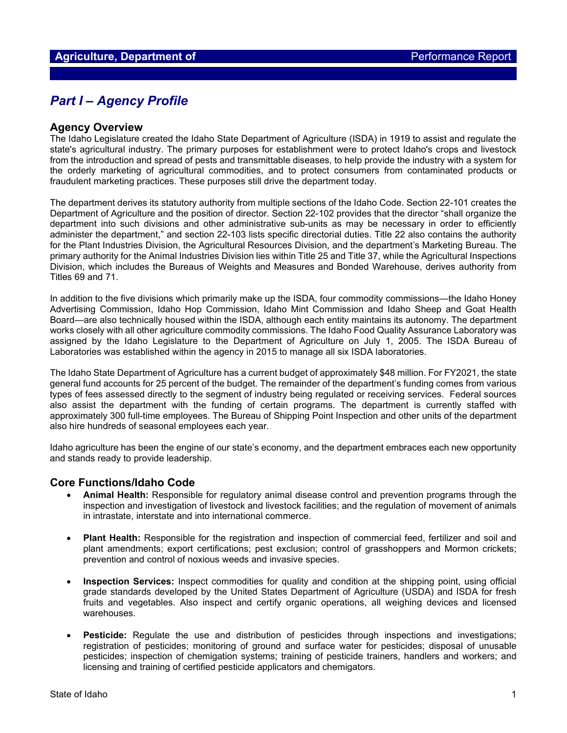**Agriculture, Department of** — Performance Report

# *Part I – Agency Profile*

## Agency Overview

The Idaho Legislature created the Idaho State Department of Agriculture (ISDA) in 1919 to assist and regulate the state's agricultural industry. The primary purposes for establishment were to protect Idaho's crops and livestock from the introduction and spread of pests and transmittable diseases, to help provide the industry with a system for the orderly marketing of agricultural commodities, and to protect consumers from contaminated products or fraudulent marketing practices. These purposes still drive the department today.

The department derives its statutory authority from multiple sections of the Idaho Code. Section 22-101 creates the Department of Agriculture and the position of director. Section 22-102 provides that the director "shall organize the department into such divisions and other administrative sub-units as may be necessary in order to efficiently administer the department," and section 22-103 lists specific directorial duties. Title 22 also contains the authority for the Plant Industries Division, the Agricultural Resources Division, and the department's Marketing Bureau. The primary authority for the Animal Industries Division lies within Title 25 and Title 37, while the Agricultural Inspections Division, which includes the Bureaus of Weights and Measures and Bonded Warehouse, derives authority from Titles 69 and 71.

In addition to the five divisions which primarily make up the ISDA, four commodity commissions—the Idaho Honey Advertising Commission, Idaho Hop Commission, Idaho Mint Commission and Idaho Sheep and Goat Health Board—are also technically housed within the ISDA, although each entity maintains its autonomy. The department works closely with all other agriculture commodity commissions. The Idaho Food Quality Assurance Laboratory was assigned by the Idaho Legislature to the Department of Agriculture on July 1, 2005. The ISDA Bureau of Laboratories was established within the agency in 2015 to manage all six ISDA laboratories.

The Idaho State Department of Agriculture has a current budget of approximately $48 million. For FY2021, the state general fund accounts for 25 percent of the budget. The remainder of the department's funding comes from various types of fees assessed directly to the segment of industry being regulated or receiving services. Federal sources also assist the department with the funding of certain programs. The department is currently staffed with approximately 300 full-time employees. The Bureau of Shipping Point Inspection and other units of the department also hire hundreds of seasonal employees each year.

Idaho agriculture has been the engine of our state's economy, and the department embraces each new opportunity and stands ready to provide leadership.

## Core Functions/Idaho Code

- **Animal Health:** Responsible for regulatory animal disease control and prevention programs through the inspection and investigation of livestock and livestock facilities; and the regulation of movement of animals in intrastate, interstate and into international commerce.

- **Plant Health:** Responsible for the registration and inspection of commercial feed, fertilizer and soil and plant amendments; export certifications; pest exclusion; control of grasshoppers and Mormon crickets; prevention and control of noxious weeds and invasive species.

- **Inspection Services:** Inspect commodities for quality and condition at the shipping point, using official grade standards developed by the United States Department of Agriculture (USDA) and ISDA for fresh fruits and vegetables. Also inspect and certify organic operations, all weighing devices and licensed warehouses.

- **Pesticide:** Regulate the use and distribution of pesticides through inspections and investigations; registration of pesticides; monitoring of ground and surface water for pesticides; disposal of unusable pesticides; inspection of chemigation systems; training of pesticide trainers, handlers and workers; and licensing and training of certified pesticide applicators and chemigators.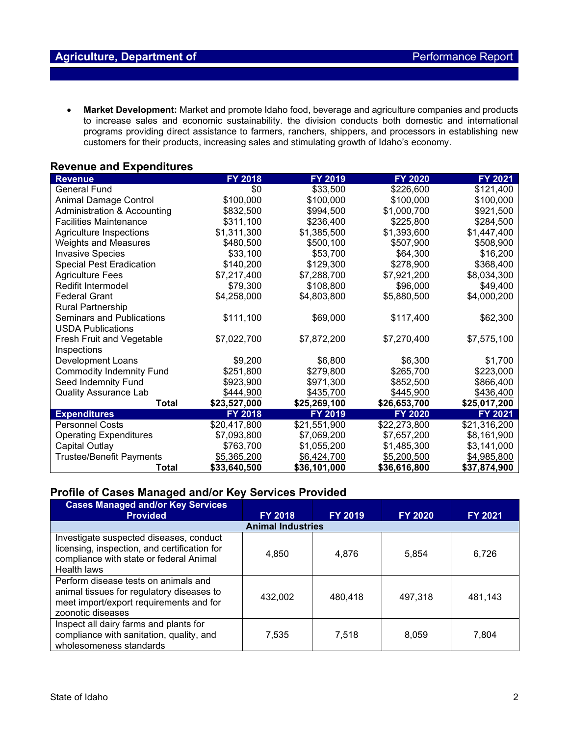- **Market Development:** Market and promote Idaho food, beverage and agriculture companies and products to increase sales and economic sustainability. the division conducts both domestic and international programs providing direct assistance to farmers, ranchers, shippers, and processors in establishing new customers for their products, increasing sales and stimulating growth of Idaho's economy.

## Revenue and Expenditures

| Revenue | FY 2018 | FY 2019 | FY 2020 | FY 2021 |
|---|---|---|---|---|
| General Fund | $0 | $33,500 | $226,600 | $121,400 |
| Animal Damage Control | $100,000 | $100,000 | $100,000 | $100,000 |
| Administration & Accounting | $832,500 | $994,500 | $1,000,700 | $921,500 |
| Facilities Maintenance | $311,100 | $236,400 | $225,800 | $284,500 |
| Agriculture Inspections | $1,311,300 | $1,385,500 | $1,393,600 | $1,447,400 |
| Weights and Measures | $480,500 | $500,100 | $507,900 | $508,900 |
| Invasive Species | $33,100 | $53,700 | $64,300 | $16,200 |
| Special Pest Eradication | $140,200 | $129,300 | $278,900 | $368,400 |
| Agriculture Fees | $7,217,400 | $7,288,700 | $7,921,200 | $8,034,300 |
| Redifit Intermodel | $79,300 | $108,800 | $96,000 | $49,400 |
| Federal Grant | $4,258,000 | $4,803,800 | $5,880,500 | $4,000,200 |
| Rural Partnership | | | | |
| Seminars and Publications | $111,100 | $69,000 | $117,400 | $62,300 |
| USDA Publications | | | | |
| Fresh Fruit and Vegetable Inspections | $7,022,700 | $7,872,200 | $7,270,400 | $7,575,100 |
| Development Loans | $9,200 | $6,800 | $6,300 | $1,700 |
| Commodity Indemnity Fund | $251,800 | $279,800 | $265,700 | $223,000 |
| Seed Indemnity Fund | $923,900 | $971,300 | $852,500 | $866,400 |
| Quality Assurance Lab | $444,900 | $435,700 | $445,900 | $436,400 |
| **Total** | **$23,527,000** | **$25,269,100** | **$26,653,700** | **$25,017,200** |
| **Expenditures** | **FY 2018** | **FY 2019** | **FY 2020** | **FY 2021** |
| Personnel Costs | $20,417,800 | $21,551,900 | $22,273,800 | $21,316,200 |
| Operating Expenditures | $7,093,800 | $7,069,200 | $7,657,200 | $8,161,900 |
| Capital Outlay | $763,700 | $1,055,200 | $1,485,300 | $3,141,000 |
| Trustee/Benefit Payments | $5,365,200 | $6,424,700 | $5,200,500 | $4,985,800 |
| **Total** | **$33,640,500** | **$36,101,000** | **$36,616,800** | **$37,874,900** |

## Profile of Cases Managed and/or Key Services Provided

| Cases Managed and/or Key Services Provided | FY 2018 | FY 2019 | FY 2020 | FY 2021 |
|---|---|---|---|---|
| **Animal Industries** | | | | |
| Investigate suspected diseases, conduct licensing, inspection, and certification for compliance with state or federal Animal Health laws | 4,850 | 4,876 | 5,854 | 6,726 |
| Perform disease tests on animals and animal tissues for regulatory diseases to meet import/export requirements and for zoonotic diseases | 432,002 | 480,418 | 497,318 | 481,143 |
| Inspect all dairy farms and plants for compliance with sanitation, quality, and wholesomeness standards | 7,535 | 7,518 | 8,059 | 7,804 |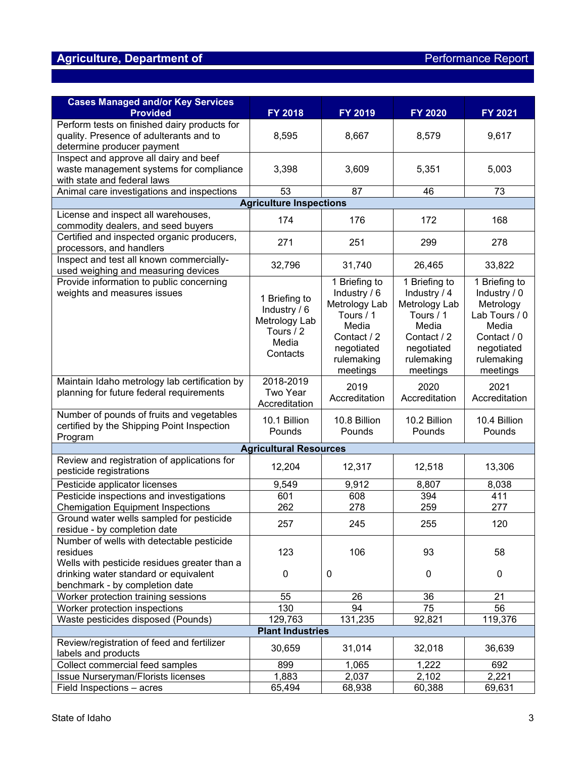| Cases Managed and/or Key Services Provided | FY 2018 | FY 2019 | FY 2020 | FY 2021 |
|---|---|---|---|---|
| Perform tests on finished dairy products for quality. Presence of adulterants and to determine producer payment | 8,595 | 8,667 | 8,579 | 9,617 |
| Inspect and approve all dairy and beef waste management systems for compliance with state and federal laws | 3,398 | 3,609 | 5,351 | 5,003 |
| Animal care investigations and inspections | 53 | 87 | 46 | 73 |
| **Agriculture Inspections** | | | | |
| License and inspect all warehouses, commodity dealers, and seed buyers | 174 | 176 | 172 | 168 |
| Certified and inspected organic producers, processors, and handlers | 271 | 251 | 299 | 278 |
| Inspect and test all known commercially-used weighing and measuring devices | 32,796 | 31,740 | 26,465 | 33,822 |
| Provide information to public concerning weights and measures issues | 1 Briefing to Industry / 6 Metrology Lab Tours / 2 Media Contacts | 1 Briefing to Industry / 6 Metrology Lab Tours / 1 Media Contact / 2 negotiated rulemaking meetings | 1 Briefing to Industry / 4 Metrology Lab Tours / 1 Media Contact / 2 negotiated rulemaking meetings | 1 Briefing to Industry / 0 Metrology Lab Tours / 0 Media Contact / 0 negotiated rulemaking meetings |
| Maintain Idaho metrology lab certification by planning for future federal requirements | 2018-2019 Two Year Accreditation | 2019 Accreditation | 2020 Accreditation | 2021 Accreditation |
| Number of pounds of fruits and vegetables certified by the Shipping Point Inspection Program | 10.1 Billion Pounds | 10.8 Billion Pounds | 10.2 Billion Pounds | 10.4 Billion Pounds |
| **Agricultural Resources** | | | | |
| Review and registration of applications for pesticide registrations | 12,204 | 12,317 | 12,518 | 13,306 |
| Pesticide applicator licenses | 9,549 | 9,912 | 8,807 | 8,038 |
| Pesticide inspections and investigations | 601 | 608 | 394 | 411 |
| Chemigation Equipment Inspections | 262 | 278 | 259 | 277 |
| Ground water wells sampled for pesticide residue - by completion date | 257 | 245 | 255 | 120 |
| Number of wells with detectable pesticide residues | 123 | 106 | 93 | 58 |
| Wells with pesticide residues greater than a drinking water standard or equivalent benchmark - by completion date | 0 | 0 | 0 | 0 |
| Worker protection training sessions | 55 | 26 | 36 | 21 |
| Worker protection inspections | 130 | 94 | 75 | 56 |
| Waste pesticides disposed (Pounds) | 129,763 | 131,235 | 92,821 | 119,376 |
| **Plant Industries** | | | | |
| Review/registration of feed and fertilizer labels and products | 30,659 | 31,014 | 32,018 | 36,639 |
| Collect commercial feed samples | 899 | 1,065 | 1,222 | 692 |
| Issue Nurseryman/Florists licenses | 1,883 | 2,037 | 2,102 | 2,221 |
| Field Inspections – acres | 65,494 | 68,938 | 60,388 | 69,631 |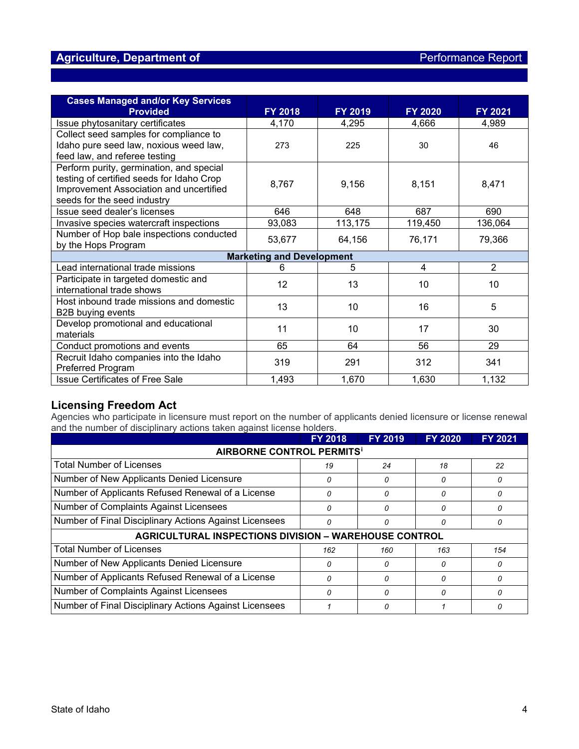| Cases Managed and/or Key Services Provided | FY 2018 | FY 2019 | FY 2020 | FY 2021 |
|---|---|---|---|---|
| Issue phytosanitary certificates | 4,170 | 4,295 | 4,666 | 4,989 |
| Collect seed samples for compliance to Idaho pure seed law, noxious weed law, feed law, and referee testing | 273 | 225 | 30 | 46 |
| Perform purity, germination, and special testing of certified seeds for Idaho Crop Improvement Association and uncertified seeds for the seed industry | 8,767 | 9,156 | 8,151 | 8,471 |
| Issue seed dealer's licenses | 646 | 648 | 687 | 690 |
| Invasive species watercraft inspections | 93,083 | 113,175 | 119,450 | 136,064 |
| Number of Hop bale inspections conducted by the Hops Program | 53,677 | 64,156 | 76,171 | 79,366 |
| **Marketing and Development** | | | | |
| Lead international trade missions | 6 | 5 | 4 | 2 |
| Participate in targeted domestic and international trade shows | 12 | 13 | 10 | 10 |
| Host inbound trade missions and domestic B2B buying events | 13 | 10 | 16 | 5 |
| Develop promotional and educational materials | 11 | 10 | 17 | 30 |
| Conduct promotions and events | 65 | 64 | 56 | 29 |
| Recruit Idaho companies into the Idaho Preferred Program | 319 | 291 | 312 | 341 |
| Issue Certificates of Free Sale | 1,493 | 1,670 | 1,630 | 1,132 |

## Licensing Freedom Act

Agencies who participate in licensure must report on the number of applicants denied licensure or license renewal and the number of disciplinary actions taken against license holders.

| | FY 2018 | FY 2019 | FY 2020 | FY 2021 |
|---|---|---|---|---|
| **AIRBORNE CONTROL PERMITS[i]** | | | | |
| Total Number of Licenses | *19* | *24* | *18* | *22* |
| Number of New Applicants Denied Licensure | *0* | *0* | *0* | *0* |
| Number of Applicants Refused Renewal of a License | *0* | *0* | *0* | *0* |
| Number of Complaints Against Licensees | *0* | *0* | *0* | *0* |
| Number of Final Disciplinary Actions Against Licensees | *0* | *0* | *0* | *0* |
| **AGRICULTURAL INSPECTIONS DIVISION – WAREHOUSE CONTROL** | | | | |
| Total Number of Licenses | *162* | *160* | *163* | *154* |
| Number of New Applicants Denied Licensure | *0* | *0* | *0* | *0* |
| Number of Applicants Refused Renewal of a License | *0* | *0* | *0* | *0* |
| Number of Complaints Against Licensees | *0* | *0* | *0* | *0* |
| Number of Final Disciplinary Actions Against Licensees | *1* | *0* | *1* | *0* |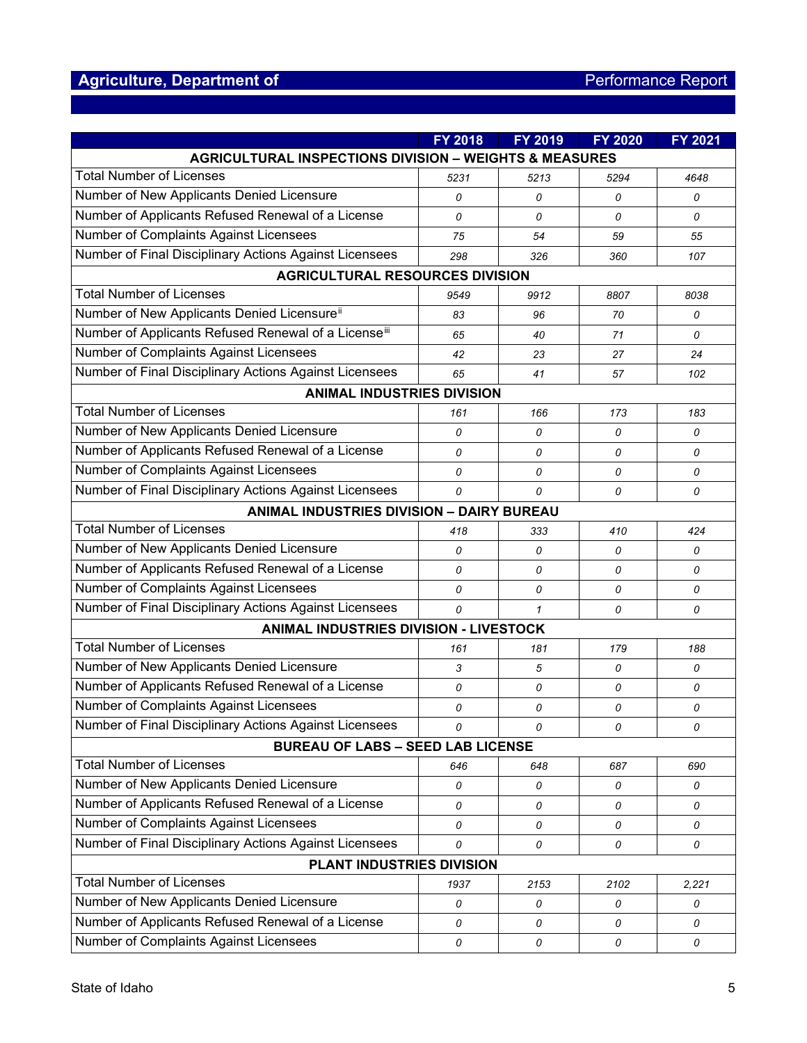| | FY 2018 | FY 2019 | FY 2020 | FY 2021 |
|---|---|---|---|---|
| **AGRICULTURAL INSPECTIONS DIVISION – WEIGHTS & MEASURES** | | | | |
| Total Number of Licenses | 5231 | 5213 | 5294 | 4648 |
| Number of New Applicants Denied Licensure | 0 | 0 | 0 | 0 |
| Number of Applicants Refused Renewal of a License | 0 | 0 | 0 | 0 |
| Number of Complaints Against Licensees | 75 | 54 | 59 | 55 |
| Number of Final Disciplinary Actions Against Licensees | 298 | 326 | 360 | 107 |
| **AGRICULTURAL RESOURCES DIVISION** | | | | |
| Total Number of Licenses | 9549 | 9912 | 8807 | 8038 |
| Number of New Applicants Denied Licensure[ii] | 83 | 96 | 70 | 0 |
| Number of Applicants Refused Renewal of a License[iii] | 65 | 40 | 71 | 0 |
| Number of Complaints Against Licensees | 42 | 23 | 27 | 24 |
| Number of Final Disciplinary Actions Against Licensees | 65 | 41 | 57 | 102 |
| **ANIMAL INDUSTRIES DIVISION** | | | | |
| Total Number of Licenses | 161 | 166 | 173 | 183 |
| Number of New Applicants Denied Licensure | 0 | 0 | 0 | 0 |
| Number of Applicants Refused Renewal of a License | 0 | 0 | 0 | 0 |
| Number of Complaints Against Licensees | 0 | 0 | 0 | 0 |
| Number of Final Disciplinary Actions Against Licensees | 0 | 0 | 0 | 0 |
| **ANIMAL INDUSTRIES DIVISION – DAIRY BUREAU** | | | | |
| Total Number of Licenses | 418 | 333 | 410 | 424 |
| Number of New Applicants Denied Licensure | 0 | 0 | 0 | 0 |
| Number of Applicants Refused Renewal of a License | 0 | 0 | 0 | 0 |
| Number of Complaints Against Licensees | 0 | 0 | 0 | 0 |
| Number of Final Disciplinary Actions Against Licensees | 0 | 1 | 0 | 0 |
| **ANIMAL INDUSTRIES DIVISION - LIVESTOCK** | | | | |
| Total Number of Licenses | 161 | 181 | 179 | 188 |
| Number of New Applicants Denied Licensure | 3 | 5 | 0 | 0 |
| Number of Applicants Refused Renewal of a License | 0 | 0 | 0 | 0 |
| Number of Complaints Against Licensees | 0 | 0 | 0 | 0 |
| Number of Final Disciplinary Actions Against Licensees | 0 | 0 | 0 | 0 |
| **BUREAU OF LABS – SEED LAB LICENSE** | | | | |
| Total Number of Licenses | 646 | 648 | 687 | 690 |
| Number of New Applicants Denied Licensure | 0 | 0 | 0 | 0 |
| Number of Applicants Refused Renewal of a License | 0 | 0 | 0 | 0 |
| Number of Complaints Against Licensees | 0 | 0 | 0 | 0 |
| Number of Final Disciplinary Actions Against Licensees | 0 | 0 | 0 | 0 |
| **PLANT INDUSTRIES DIVISION** | | | | |
| Total Number of Licenses | 1937 | 2153 | 2102 | 2,221 |
| Number of New Applicants Denied Licensure | 0 | 0 | 0 | 0 |
| Number of Applicants Refused Renewal of a License | 0 | 0 | 0 | 0 |
| Number of Complaints Against Licensees | 0 | 0 | 0 | 0 |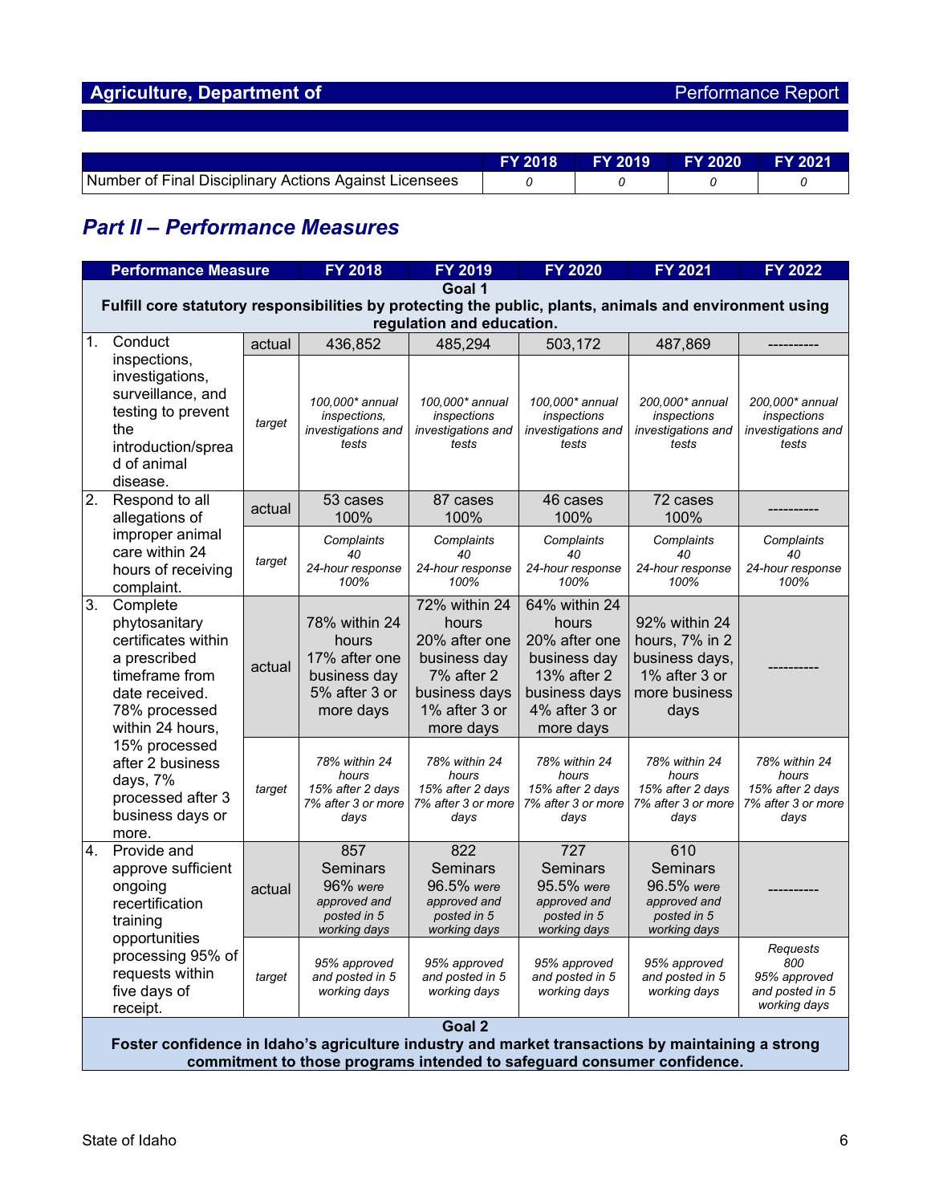| | FY 2018 | FY 2019 | FY 2020 | FY 2021 |
|---|---|---|---|---|
| Number of Final Disciplinary Actions Against Licensees | *0* | *0* | *0* | *0* |

## *Part II – Performance Measures*

| Performance Measure | | FY 2018 | FY 2019 | FY 2020 | FY 2021 | FY 2022 |
|---|---|---|---|---|---|---|
| **Goal 1 — Fulfill core statutory responsibilities by protecting the public, plants, animals and environment using regulation and education.** | | | | | | |
| 1. Conduct inspections, investigations, surveillance, and testing to prevent the introduction/spread of animal disease. | actual | 436,852 | 485,294 | 503,172 | 487,869 | ---------- |
| | *target* | *100,000\* annual inspections, investigations and tests* | *100,000\* annual inspections investigations and tests* | *100,000\* annual inspections investigations and tests* | *200,000\* annual inspections investigations and tests* | *200,000\* annual inspections investigations and tests* |
| 2. Respond to all allegations of improper animal care within 24 hours of receiving complaint. | actual | 53 cases 100% | 87 cases 100% | 46 cases 100% | 72 cases 100% | ---------- |
| | *target* | *Complaints 40 24-hour response 100%* | *Complaints 40 24-hour response 100%* | *Complaints 40 24-hour response 100%* | *Complaints 40 24-hour response 100%* | *Complaints 40 24-hour response 100%* |
| 3. Complete phytosanitary certificates within a prescribed timeframe from date received. 78% processed within 24 hours, 15% processed after 2 business days, 7% processed after 3 business days or more. | actual | 78% within 24 hours 17% after one business day 5% after 3 or more days | 72% within 24 hours 20% after one business day 7% after 2 business days 1% after 3 or more days | 64% within 24 hours 20% after one business day 13% after 2 business days 4% after 3 or more days | 92% within 24 hours, 7% in 2 business days, 1% after 3 or more business days | ---------- |
| | *target* | *78% within 24 hours 15% after 2 days 7% after 3 or more days* | *78% within 24 hours 15% after 2 days 7% after 3 or more days* | *78% within 24 hours 15% after 2 days 7% after 3 or more days* | *78% within 24 hours 15% after 2 days 7% after 3 or more days* | *78% within 24 hours 15% after 2 days 7% after 3 or more days* |
| 4. Provide and approve sufficient ongoing recertification training opportunities processing 95% of requests within five days of receipt. | actual | 857 Seminars 96% *were approved and posted in 5 working days* | 822 Seminars 96.5% *were approved and posted in 5 working days* | 727 Seminars 95.5% *were approved and posted in 5 working days* | 610 Seminars 96.5% *were approved and posted in 5 working days* | ---------- |
| | *target* | *95% approved and posted in 5 working days* | *95% approved and posted in 5 working days* | *95% approved and posted in 5 working days* | *95% approved and posted in 5 working days* | *Requests 800 95% approved and posted in 5 working days* |
| **Goal 2 — Foster confidence in Idaho's agriculture industry and market transactions by maintaining a strong commitment to those programs intended to safeguard consumer confidence.** | | | | | | |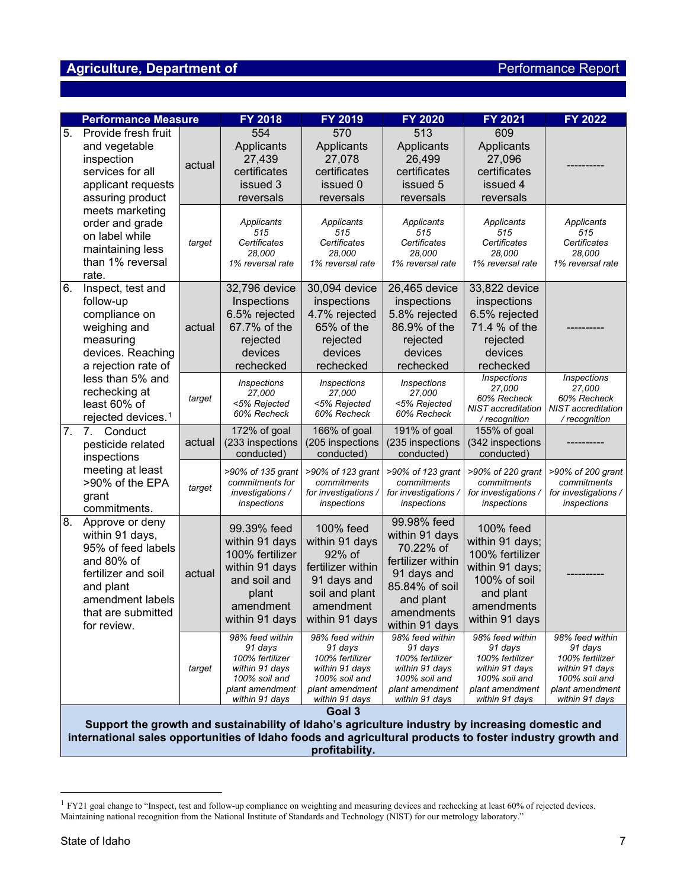| Performance Measure | | FY 2018 | FY 2019 | FY 2020 | FY 2021 | FY 2022 |
|---|---|---|---|---|---|---|
| 5. Provide fresh fruit and vegetable inspection services for all applicant requests assuring product meets marketing order and grade on label while maintaining less than 1% reversal rate. | actual | 554 Applicants 27,439 certificates issued 3 reversals | 570 Applicants 27,078 certificates issued 0 reversals | 513 Applicants 26,499 certificates issued 5 reversals | 609 Applicants 27,096 certificates issued 4 reversals | ---------- |
| | target | *Applicants 515 Certificates 28,000 1% reversal rate* | *Applicants 515 Certificates 28,000 1% reversal rate* | *Applicants 515 Certificates 28,000 1% reversal rate* | *Applicants 515 Certificates 28,000 1% reversal rate* | *Applicants 515 Certificates 28,000 1% reversal rate* |
| 6. Inspect, test and follow-up compliance on weighing and measuring devices. Reaching a rejection rate of less than 5% and rechecking at least 60% of rejected devices.[1] | actual | 32,796 device Inspections 6.5% rejected 67.7% of the rejected devices rechecked | 30,094 device inspections 4.7% rejected 65% of the rejected devices rechecked | 26,465 device inspections 5.8% rejected 86.9% of the rejected devices rechecked | 33,822 device inspections 6.5% rejected 71.4 % of the rejected devices rechecked | ---------- |
| | target | *Inspections 27,000 <5% Rejected 60% Recheck* | *Inspections 27,000 <5% Rejected 60% Recheck* | *Inspections 27,000 <5% Rejected 60% Recheck* | *Inspections 27,000 60% Recheck NIST accreditation / recognition* | *Inspections 27,000 60% Recheck NIST accreditation / recognition* |
| 7. 7. Conduct pesticide related inspections meeting at least >90% of the EPA grant commitments. | actual | 172% of goal (233 inspections conducted) | 166% of goal (205 inspections conducted) | 191% of goal (235 inspections conducted) | 155% of goal (342 inspections conducted) | ---------- |
| | target | *>90% of 135 grant commitments for investigations / inspections* | *>90% of 123 grant commitments for investigations / inspections* | *>90% of 123 grant commitments for investigations / inspections* | *>90% of 220 grant commitments for investigations / inspections* | *>90% of 200 grant commitments for investigations / inspections* |
| 8. Approve or deny within 91 days, 95% of feed labels and 80% of fertilizer and soil and plant amendment labels that are submitted for review. | actual | 99.39% feed within 91 days 100% fertilizer within 91 days and soil and plant amendment within 91 days | 100% feed within 91 days 92% of fertilizer within 91 days and soil and plant amendment within 91 days | 99.98% feed within 91 days 70.22% of fertilizer within 91 days and 85.84% of soil and plant amendments within 91 days | 100% feed within 91 days; 100% fertilizer within 91 days; 100% of soil and plant amendments within 91 days | ---------- |
| | target | *98% feed within 91 days 100% fertilizer within 91 days 100% soil and plant amendment within 91 days* | *98% feed within 91 days 100% fertilizer within 91 days 100% soil and plant amendment within 91 days* | *98% feed within 91 days 100% fertilizer within 91 days 100% soil and plant amendment within 91 days* | *98% feed within 91 days 100% fertilizer within 91 days 100% soil and plant amendment within 91 days* | *98% feed within 91 days 100% fertilizer within 91 days 100% soil and plant amendment within 91 days* |

**Goal 3**

**Support the growth and sustainability of Idaho's agriculture industry by increasing domestic and international sales opportunities of Idaho foods and agricultural products to foster industry growth and profitability.**

[1] FY21 goal change to "Inspect, test and follow-up compliance on weighting and measuring devices and rechecking at least 60% of rejected devices. Maintaining national recognition from the National Institute of Standards and Technology (NIST) for our metrology laboratory."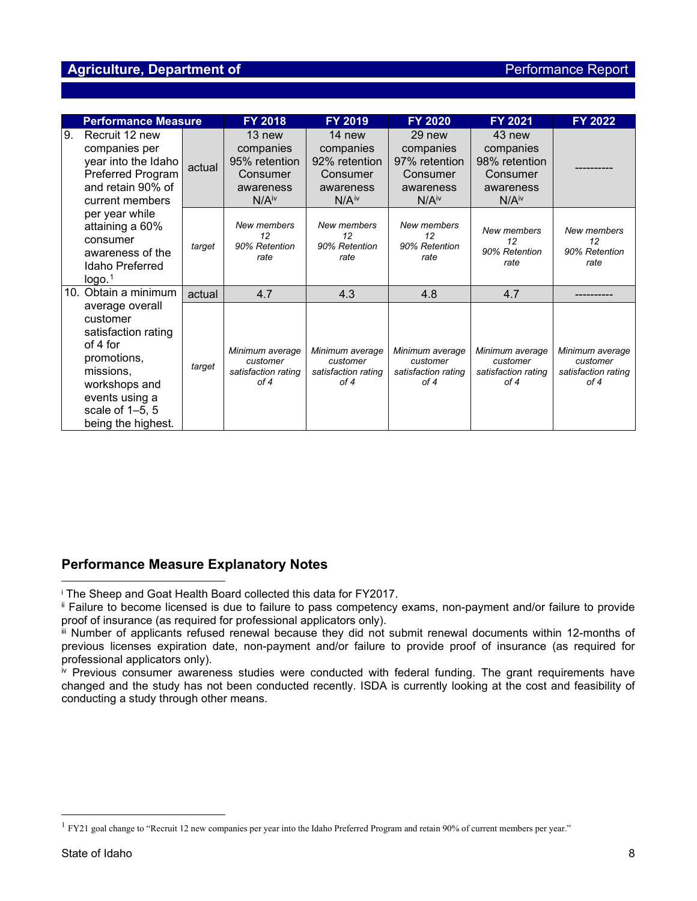| Performance Measure | | FY 2018 | FY 2019 | FY 2020 | FY 2021 | FY 2022 |
|---|---|---|---|---|---|---|
| 9. Recruit 12 new companies per year into the Idaho Preferred Program and retain 90% of current members per year while attaining a 60% consumer awareness of the Idaho Preferred logo.[1] | actual | 13 new companies 95% retention Consumer awareness N/A[iv] | 14 new companies 92% retention Consumer awareness N/A[iv] | 29 new companies 97% retention Consumer awareness N/A[iv] | 43 new companies 98% retention Consumer awareness N/A[iv] | ---------- |
| | target | *New members 12 90% Retention rate* | *New members 12 90% Retention rate* | *New members 12 90% Retention rate* | *New members 12 90% Retention rate* | *New members 12 90% Retention rate* |
| 10. Obtain a minimum average overall customer satisfaction rating of 4 for promotions, missions, workshops and events using a scale of 1–5, 5 being the highest. | actual | 4.7 | 4.3 | 4.8 | 4.7 | ---------- |
| | target | *Minimum average customer satisfaction rating of 4* | *Minimum average customer satisfaction rating of 4* | *Minimum average customer satisfaction rating of 4* | *Minimum average customer satisfaction rating of 4* | *Minimum average customer satisfaction rating of 4* |

## Performance Measure Explanatory Notes

[i] The Sheep and Goat Health Board collected this data for FY2017.

[ii] Failure to become licensed is due to failure to pass competency exams, non-payment and/or failure to provide proof of insurance (as required for professional applicators only).

[iii] Number of applicants refused renewal because they did not submit renewal documents within 12-months of previous licenses expiration date, non-payment and/or failure to provide proof of insurance (as required for professional applicators only).

[iv] Previous consumer awareness studies were conducted with federal funding. The grant requirements have changed and the study has not been conducted recently. ISDA is currently looking at the cost and feasibility of conducting a study through other means.

[1] FY21 goal change to "Recruit 12 new companies per year into the Idaho Preferred Program and retain 90% of current members per year."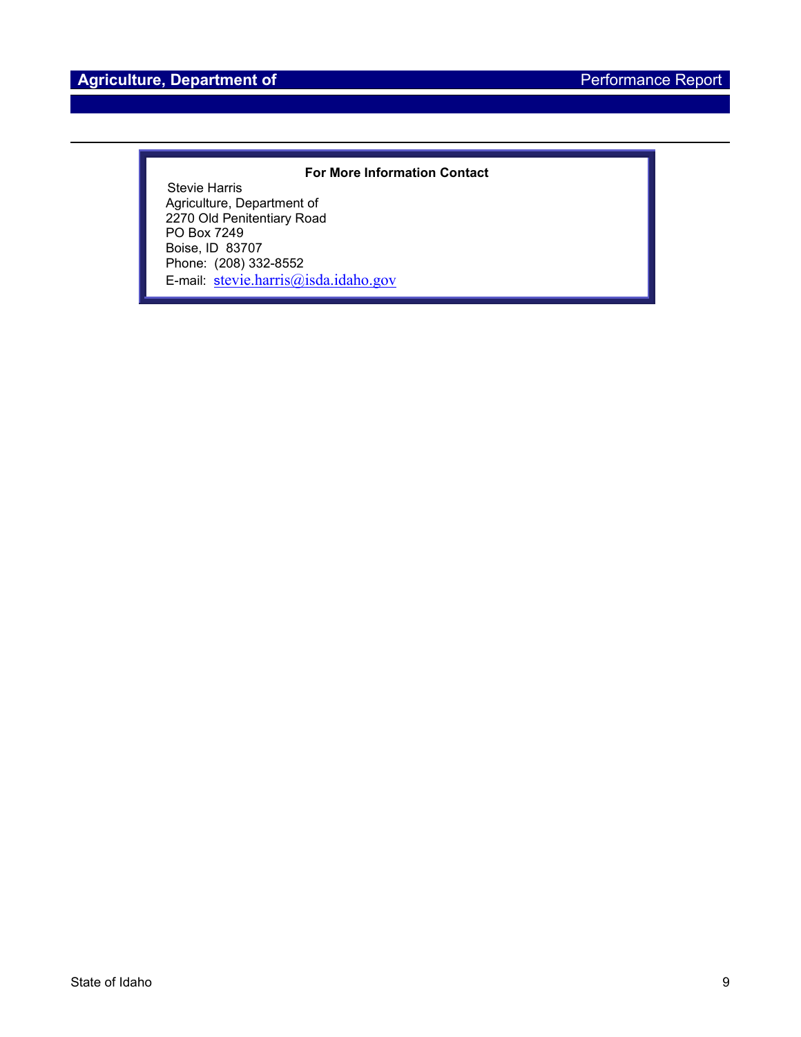**For More Information Contact**

Stevie Harris
Agriculture, Department of
2270 Old Penitentiary Road
PO Box 7249
Boise, ID  83707
Phone:  (208) 332-8552
E-mail:  stevie.harris@isda.idaho.gov